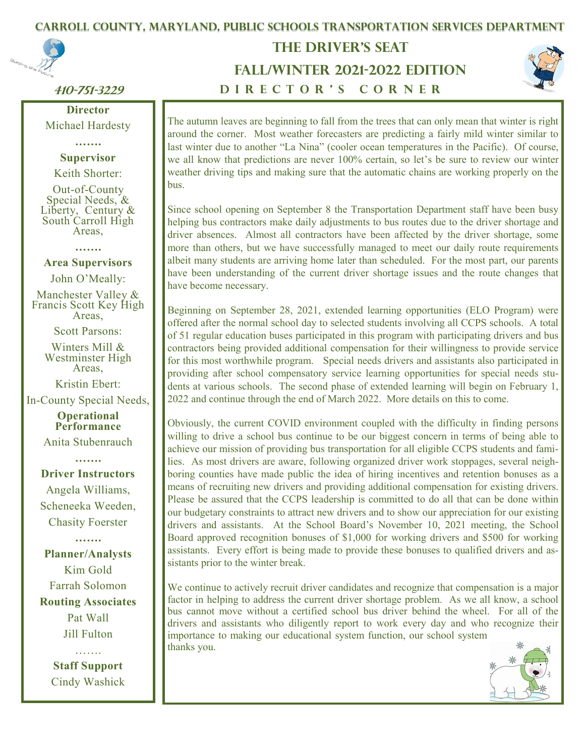# CARROLL COUNTY, MARYLAND, PUBLIC SCHOOLS TRANSPORTATION SERVICES DEPARTMENT

## THE DRIVER'S SEAT

## FALL/WINTER 2021-2022 EDITION

*410-751-3229*

**Director**
Michael Hardesty

…….

**Supervisor**
Keith Shorter:
Out-of-County Special Needs, & Liberty, Century & South Carroll High Areas,

…….

**Area Supervisors**
John O'Meally:
Manchester Valley & Francis Scott Key High Areas,

Scott Parsons:
Winters Mill & Westminster High Areas,

Kristin Ebert:
In-County Special Needs,

**Operational Performance**
Anita Stubenrauch

…….

**Driver Instructors**
Angela Williams,
Scheneeka Weeden,
Chasity Foerster

…….

**Planner/Analysts**
Kim Gold
Farrah Solomon

**Routing Associates**
Pat Wall
Jill Fulton

…….

**Staff Support**
Cindy Washick

### DIRECTOR'S CORNER

The autumn leaves are beginning to fall from the trees that can only mean that winter is right around the corner. Most weather forecasters are predicting a fairly mild winter similar to last winter due to another "La Nina" (cooler ocean temperatures in the Pacific). Of course, we all know that predictions are never 100% certain, so let's be sure to review our winter weather driving tips and making sure that the automatic chains are working properly on the bus.

Since school opening on September 8 the Transportation Department staff have been busy helping bus contractors make daily adjustments to bus routes due to the driver shortage and driver absences. Almost all contractors have been affected by the driver shortage, some more than others, but we have successfully managed to meet our daily route requirements albeit many students are arriving home later than scheduled. For the most part, our parents have been understanding of the current driver shortage issues and the route changes that have become necessary.

Beginning on September 28, 2021, extended learning opportunities (ELO Program) were offered after the normal school day to selected students involving all CCPS schools. A total of 51 regular education buses participated in this program with participating drivers and bus contractors being provided additional compensation for their willingness to provide service for this most worthwhile program. Special needs drivers and assistants also participated in providing after school compensatory service learning opportunities for special needs students at various schools. The second phase of extended learning will begin on February 1, 2022 and continue through the end of March 2022. More details on this to come.

Obviously, the current COVID environment coupled with the difficulty in finding persons willing to drive a school bus continue to be our biggest concern in terms of being able to achieve our mission of providing bus transportation for all eligible CCPS students and families. As most drivers are aware, following organized driver work stoppages, several neighboring counties have made public the idea of hiring incentives and retention bonuses as a means of recruiting new drivers and providing additional compensation for existing drivers. Please be assured that the CCPS leadership is committed to do all that can be done within our budgetary constraints to attract new drivers and to show our appreciation for our existing drivers and assistants. At the School Board's November 10, 2021 meeting, the School Board approved recognition bonuses of $1,000 for working drivers and $500 for working assistants. Every effort is being made to provide these bonuses to qualified drivers and assistants prior to the winter break.

We continue to actively recruit driver candidates and recognize that compensation is a major factor in helping to address the current driver shortage problem. As we all know, a school bus cannot move without a certified school bus driver behind the wheel. For all of the drivers and assistants who diligently report to work every day and who recognize their importance to making our educational system function, our school system thanks you.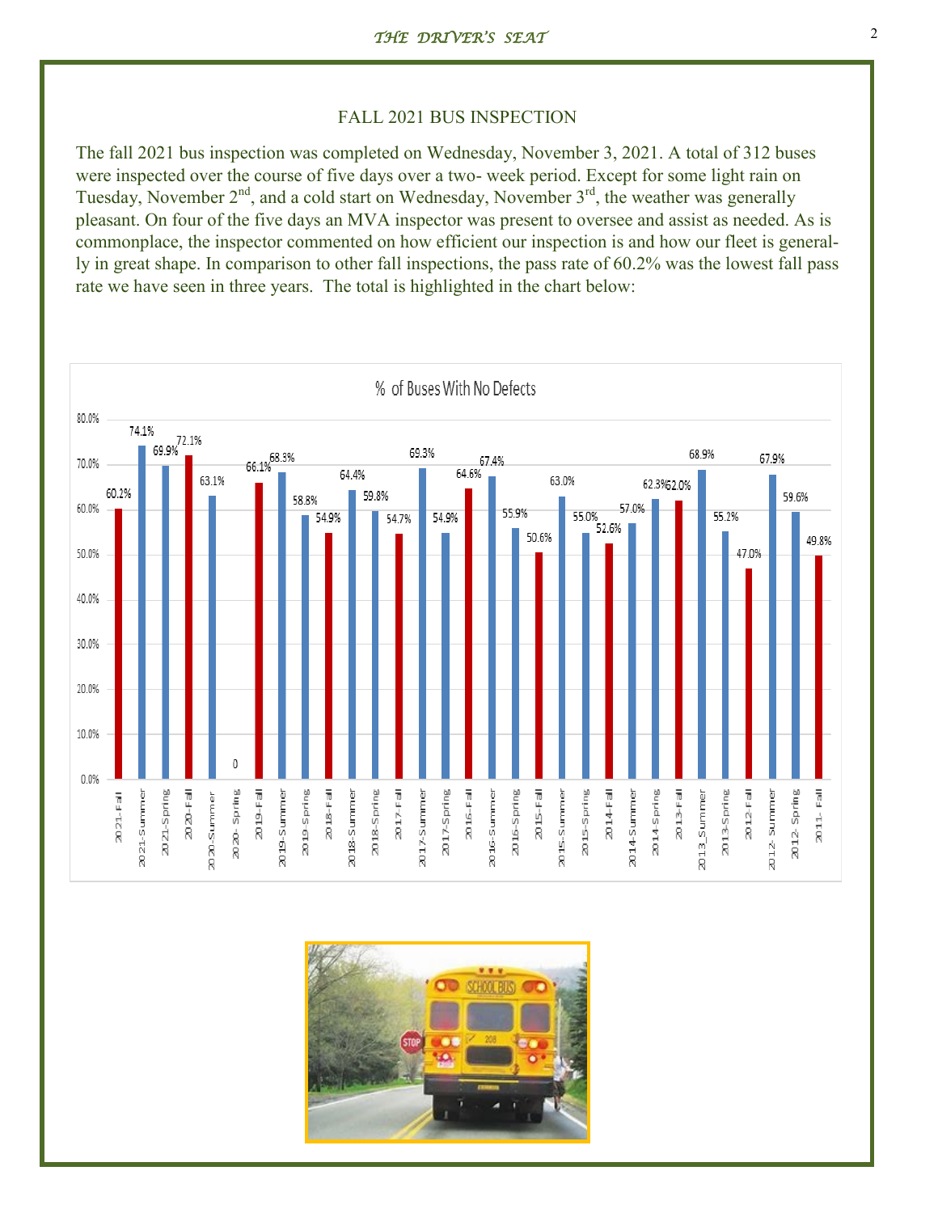## FALL 2021 BUS INSPECTION

The fall 2021 bus inspection was completed on Wednesday, November 3, 2021. A total of 312 buses were inspected over the course of five days over a two- week period. Except for some light rain on Tuesday, November 2nd, and a cold start on Wednesday, November 3rd, the weather was generally pleasant. On four of the five days an MVA inspector was present to oversee and assist as needed. As is commonplace, the inspector commented on how efficient our inspection is and how our fleet is generally in great shape. In comparison to other fall inspections, the pass rate of 60.2% was the lowest fall pass rate we have seen in three years. The total is highlighted in the chart below:

**% of Buses With No Defects**

| Inspection | % of Buses With No Defects |
| --- | --- |
| 2021-Fall | 60.2% |
| 2021-Summer | 74.1% |
| 2021-Spring | 69.9% |
| 2020-Fall | 72.1% |
| 2020-Summer | 63.1% |
| 2020- Spring | 0 |
| 2019-Fall | 66.1% |
| 2019-Summer | 68.3% |
| 2019-Spring | 58.8% |
| 2018-Fall | 54.9% |
| 2018-Summer | 64.4% |
| 2018-Spring | 59.8% |
| 2017-Fall | 54.7% |
| 2017-Summer | 69.3% |
| 2017-Spring | 54.9% |
| 2016-Fall | 64.6% |
| 2016-Summer | 67.4% |
| 2016-Spring | 55.9% |
| 2015-Fall | 50.6% |
| 2015-Summer | 63.0% |
| 2015-Spring | 55.0% |
| 2014-Fall | 52.6% |
| 2014-Summer | 57.0% |
| 2014-Spring | 62.3% |
| 2013-Fall | 62.0% |
| 2013_Summer | 68.9% |
| 2013-Spring | 55.2% |
| 2012-Fall | 47.0% |
| 2012- Summer | 67.9% |
| 2012- Spring | 59.6% |
| 2011- Fall | 49.8% |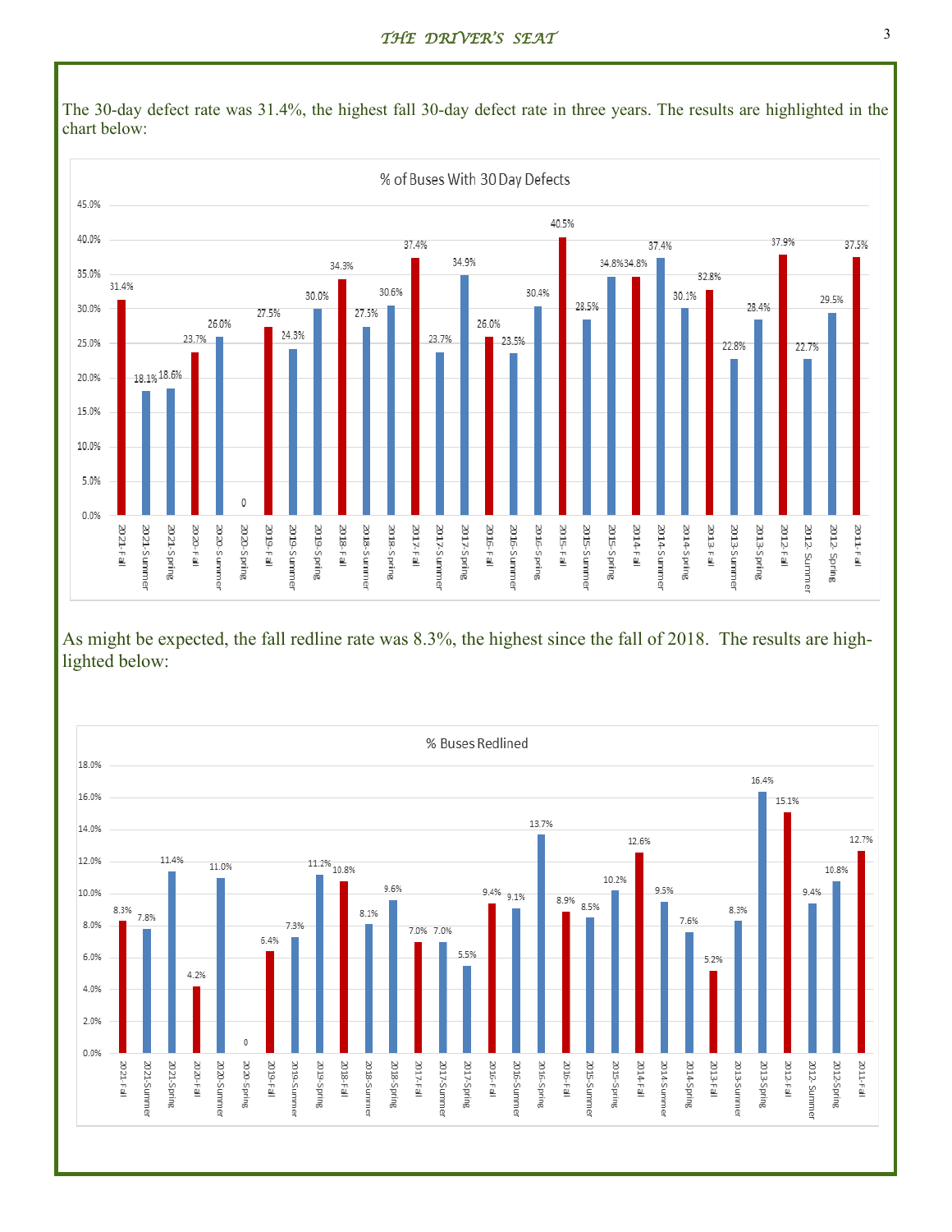The 30-day defect rate was 31.4%, the highest fall 30-day defect rate in three years. The results are highlighted in the chart below:

**% of Buses With 30 Day Defects**

| Period | % |
|---|---|
| 2021-Fall | 31.4% |
| 2021-Summer | 18.1% |
| 2021-Spring | 18.6% |
| 2020-Fall | 23.7% |
| 2020-Summer | 26.0% |
| 2020-Spring | 0 |
| 2019-Fall | 27.5% |
| 2019-Summer | 24.3% |
| 2019-Spring | 30.0% |
| 2018-Fall | 34.3% |
| 2018-Summer | 27.5% |
| 2018-Spring | 30.6% |
| 2017-Fall | 37.4% |
| 2017-Summer | 23.7% |
| 2017-Spring | 34.9% |
| 2016-Fall | 26.0% |
| 2016-Summer | 23.5% |
| 2016-Spring | 30.4% |
| 2015-Fall | 40.5% |
| 2015-Summer | 28.5% |
| 2015-Spring | 34.8% |
| 2014-Fall | 34.8% |
| 2014-Summer | 37.4% |
| 2014-Spring | 30.1% |
| 2013-Fall | 32.8% |
| 2013-Summer | 22.8% |
| 2013-Spring | 28.4% |
| 2012-Fall | 37.9% |
| 2012- Summer | 22.7% |
| 2012- Spring | 29.5% |
| 2011-Fall | 37.5% |

As might be expected, the fall redline rate was 8.3%, the highest since the fall of 2018. The results are highlighted below:

**% Buses Redlined**

| Period | % |
|---|---|
| 2021-Fall | 8.3% |
| 2021-Summer | 7.8% |
| 2021-Spring | 11.4% |
| 2020-Fall | 4.2% |
| 2020-Summer | 11.0% |
| 2020 Spring | 0 |
| 2019-Fall | 6.4% |
| 2019-Summer | 7.3% |
| 2019-Spring | 11.2% |
| 2018-Fall | 10.8% |
| 2018-Summer | 8.1% |
| 2018-Spring | 9.6% |
| 2017-Fall | 7.0% |
| 2017-Summer | 7.0% |
| 2017-Spring | 5.5% |
| 2016-Fall | 9.4% |
| 2016-Summer | 9.1% |
| 2016-Spring | 13.7% |
| 2016-Fall | 8.9% |
| 2015-Summer | 8.5% |
| 2015-Spring | 10.2% |
| 2014-Fall | 12.6% |
| 2014 Summer | 9.5% |
| 2014-Spring | 7.6% |
| 2013-Fall | 5.2% |
| 2013-Summer | 8.3% |
| 2013-Spring | 16.4% |
| 2012-Fall | 15.1% |
| 2012 Summer | 9.4% |
| 2012-Spring | 10.8% |
| 2011-Fall | 12.7% |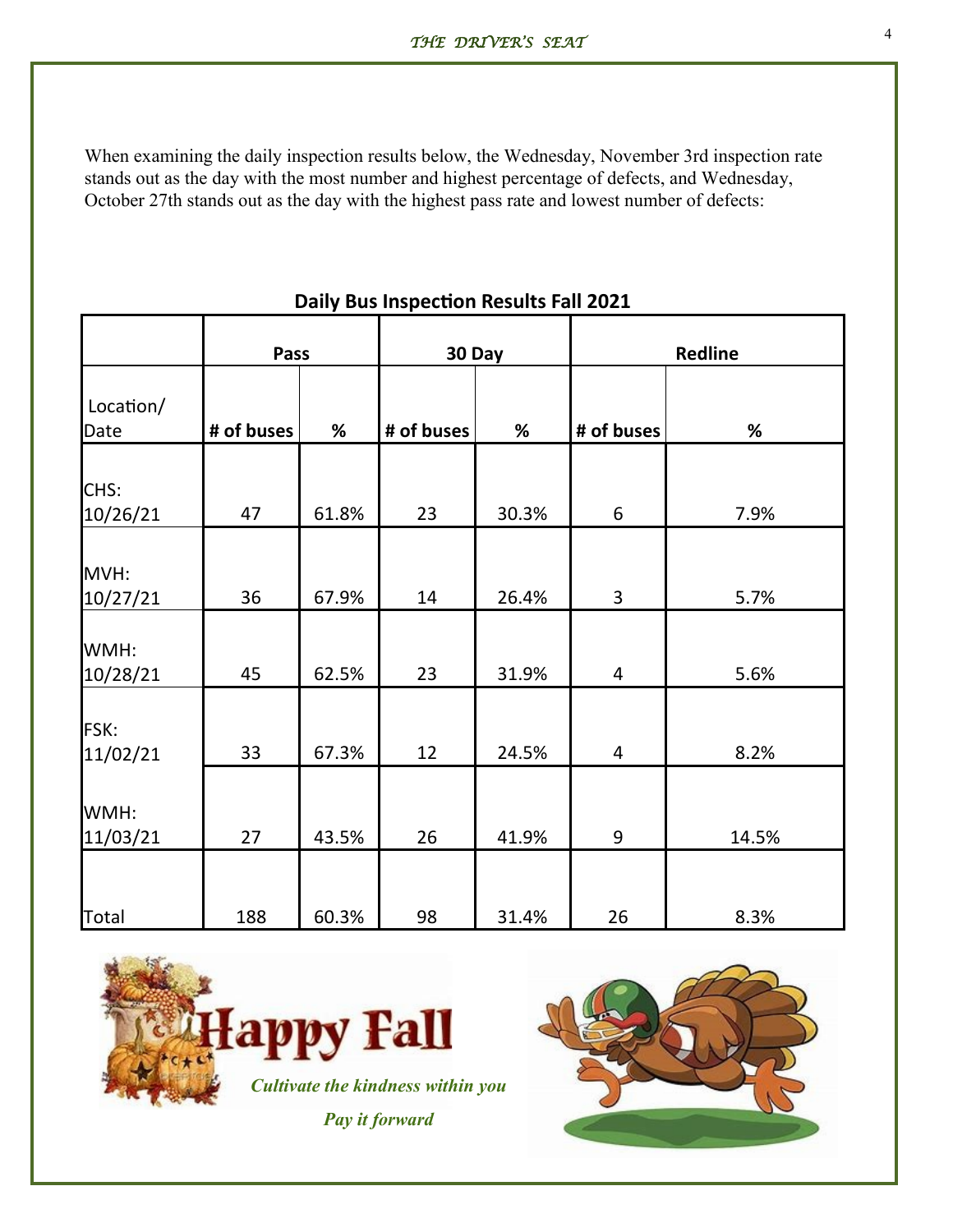When examining the daily inspection results below, the Wednesday, November 3rd inspection rate stands out as the day with the most number and highest percentage of defects, and Wednesday, October 27th stands out as the day with the highest pass rate and lowest number of defects:

**Daily Bus Inspection Results Fall 2021**

| | Pass | | 30 Day | | Redline | |
|---|---|---|---|---|---|---|
| Location/ Date | # of buses | % | # of buses | % | # of buses | % |
| CHS: 10/26/21 | 47 | 61.8% | 23 | 30.3% | 6 | 7.9% |
| MVH: 10/27/21 | 36 | 67.9% | 14 | 26.4% | 3 | 5.7% |
| WMH: 10/28/21 | 45 | 62.5% | 23 | 31.9% | 4 | 5.6% |
| FSK: 11/02/21 | 33 | 67.3% | 12 | 24.5% | 4 | 8.2% |
| WMH: 11/03/21 | 27 | 43.5% | 26 | 41.9% | 9 | 14.5% |
| Total | 188 | 60.3% | 98 | 31.4% | 26 | 8.3% |

Happy Fall

*Cultivate the kindness within you*

*Pay it forward*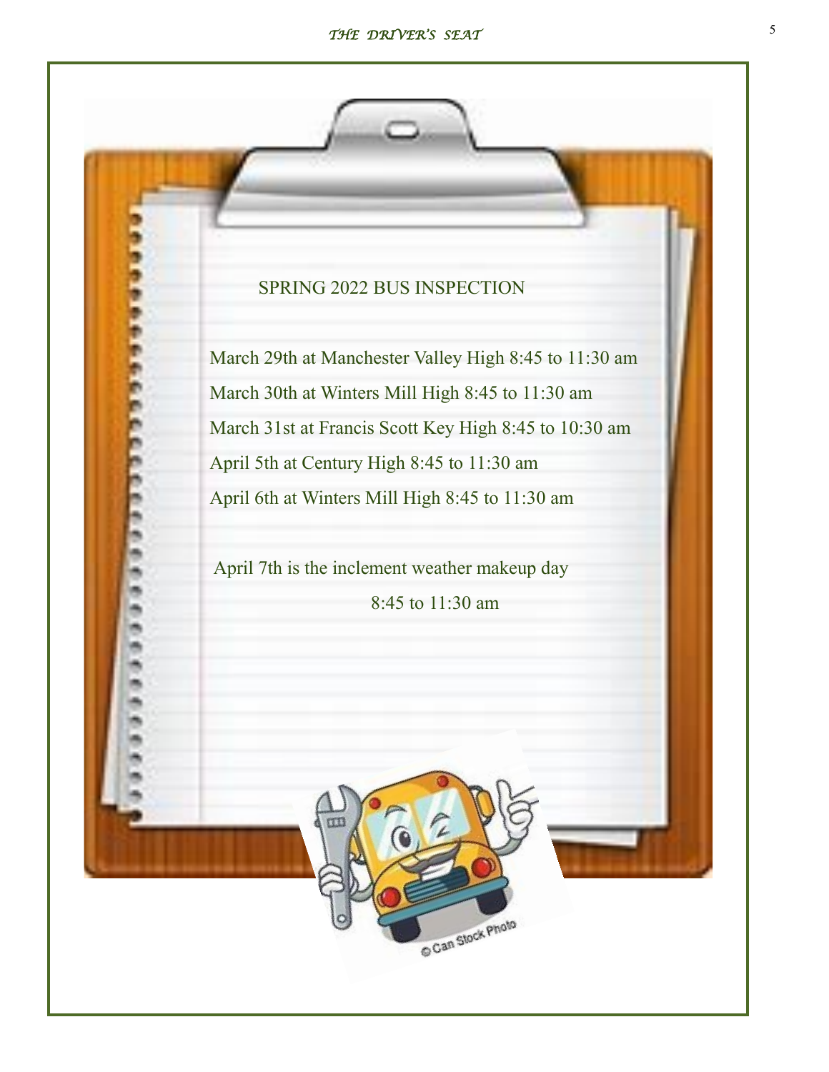## SPRING 2022 BUS INSPECTION

March 29th at Manchester Valley High 8:45 to 11:30 am

March 30th at Winters Mill High 8:45 to 11:30 am

March 31st at Francis Scott Key High 8:45 to 10:30 am

April 5th at Century High 8:45 to 11:30 am

April 6th at Winters Mill High 8:45 to 11:30 am

April 7th is the inclement weather makeup day

8:45 to 11:30 am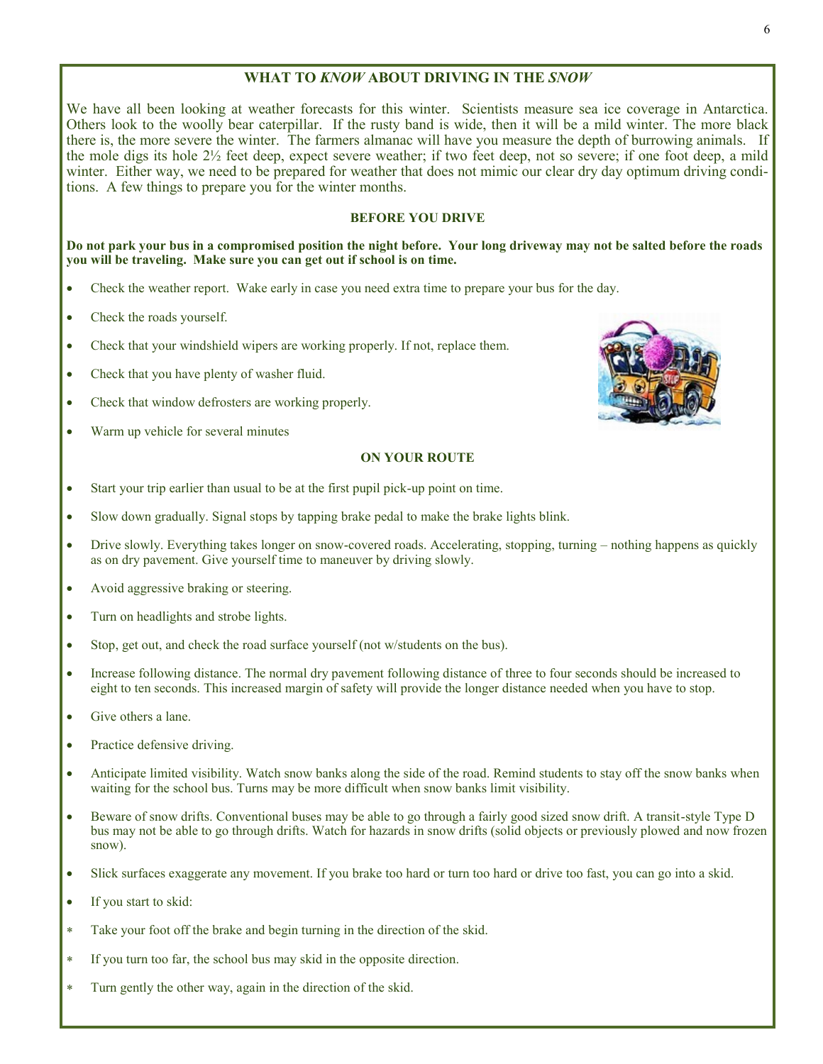## WHAT TO *KNOW* ABOUT DRIVING IN THE *SNOW*

We have all been looking at weather forecasts for this winter. Scientists measure sea ice coverage in Antarctica. Others look to the woolly bear caterpillar. If the rusty band is wide, then it will be a mild winter. The more black there is, the more severe the winter. The farmers almanac will have you measure the depth of burrowing animals. If the mole digs its hole 2½ feet deep, expect severe weather; if two feet deep, not so severe; if one foot deep, a mild winter. Either way, we need to be prepared for weather that does not mimic our clear dry day optimum driving conditions. A few things to prepare you for the winter months.

### BEFORE YOU DRIVE

**Do not park your bus in a compromised position the night before. Your long driveway may not be salted before the roads you will be traveling. Make sure you can get out if school is on time.**

- Check the weather report. Wake early in case you need extra time to prepare your bus for the day.
- Check the roads yourself.
- Check that your windshield wipers are working properly. If not, replace them.
- Check that you have plenty of washer fluid.
- Check that window defrosters are working properly.
- Warm up vehicle for several minutes

### ON YOUR ROUTE

- Start your trip earlier than usual to be at the first pupil pick-up point on time.
- Slow down gradually. Signal stops by tapping brake pedal to make the brake lights blink.
- Drive slowly. Everything takes longer on snow-covered roads. Accelerating, stopping, turning – nothing happens as quickly as on dry pavement. Give yourself time to maneuver by driving slowly.
- Avoid aggressive braking or steering.
- Turn on headlights and strobe lights.
- Stop, get out, and check the road surface yourself (not w/students on the bus).
- Increase following distance. The normal dry pavement following distance of three to four seconds should be increased to eight to ten seconds. This increased margin of safety will provide the longer distance needed when you have to stop.
- Give others a lane.
- Practice defensive driving.
- Anticipate limited visibility. Watch snow banks along the side of the road. Remind students to stay off the snow banks when waiting for the school bus. Turns may be more difficult when snow banks limit visibility.
- Beware of snow drifts. Conventional buses may be able to go through a fairly good sized snow drift. A transit-style Type D bus may not be able to go through drifts. Watch for hazards in snow drifts (solid objects or previously plowed and now frozen snow).
- Slick surfaces exaggerate any movement. If you brake too hard or turn too hard or drive too fast, you can go into a skid.
- If you start to skid:

* Take your foot off the brake and begin turning in the direction of the skid.
* If you turn too far, the school bus may skid in the opposite direction.
* Turn gently the other way, again in the direction of the skid.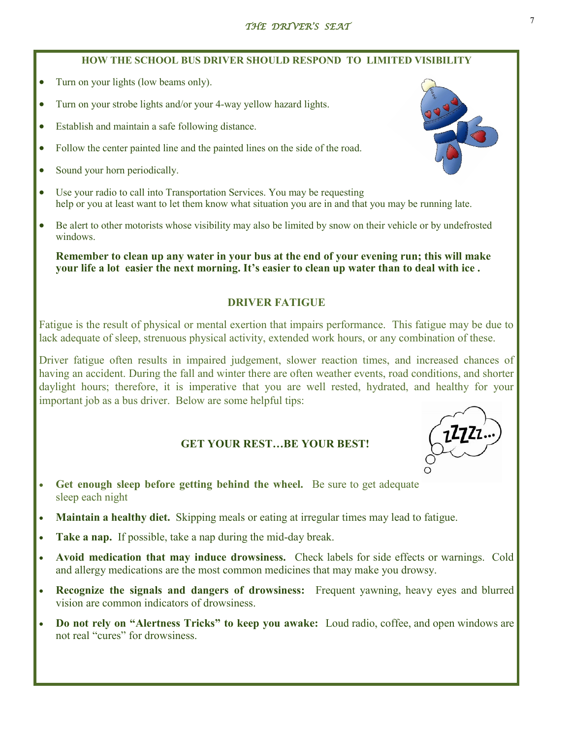## HOW THE SCHOOL BUS DRIVER SHOULD RESPOND TO LIMITED VISIBILITY

- Turn on your lights (low beams only).
- Turn on your strobe lights and/or your 4-way yellow hazard lights.
- Establish and maintain a safe following distance.
- Follow the center painted line and the painted lines on the side of the road.
- Sound your horn periodically.
- Use your radio to call into Transportation Services. You may be requesting help or you at least want to let them know what situation you are in and that you may be running late.
- Be alert to other motorists whose visibility may also be limited by snow on their vehicle or by undefrosted windows.

**Remember to clean up any water in your bus at the end of your evening run; this will make your life a lot easier the next morning. It's easier to clean up water than to deal with ice .**

## DRIVER FATIGUE

Fatigue is the result of physical or mental exertion that impairs performance. This fatigue may be due to lack adequate of sleep, strenuous physical activity, extended work hours, or any combination of these.

Driver fatigue often results in impaired judgement, slower reaction times, and increased chances of having an accident. During the fall and winter there are often weather events, road conditions, and shorter daylight hours; therefore, it is imperative that you are well rested, hydrated, and healthy for your important job as a bus driver. Below are some helpful tips:

### GET YOUR REST…BE YOUR BEST!

- **Get enough sleep before getting behind the wheel.** Be sure to get adequate sleep each night
- **Maintain a healthy diet.** Skipping meals or eating at irregular times may lead to fatigue.
- **Take a nap.** If possible, take a nap during the mid-day break.
- **Avoid medication that may induce drowsiness.** Check labels for side effects or warnings. Cold and allergy medications are the most common medicines that may make you drowsy.
- **Recognize the signals and dangers of drowsiness:** Frequent yawning, heavy eyes and blurred vision are common indicators of drowsiness.
- **Do not rely on "Alertness Tricks" to keep you awake:** Loud radio, coffee, and open windows are not real "cures" for drowsiness.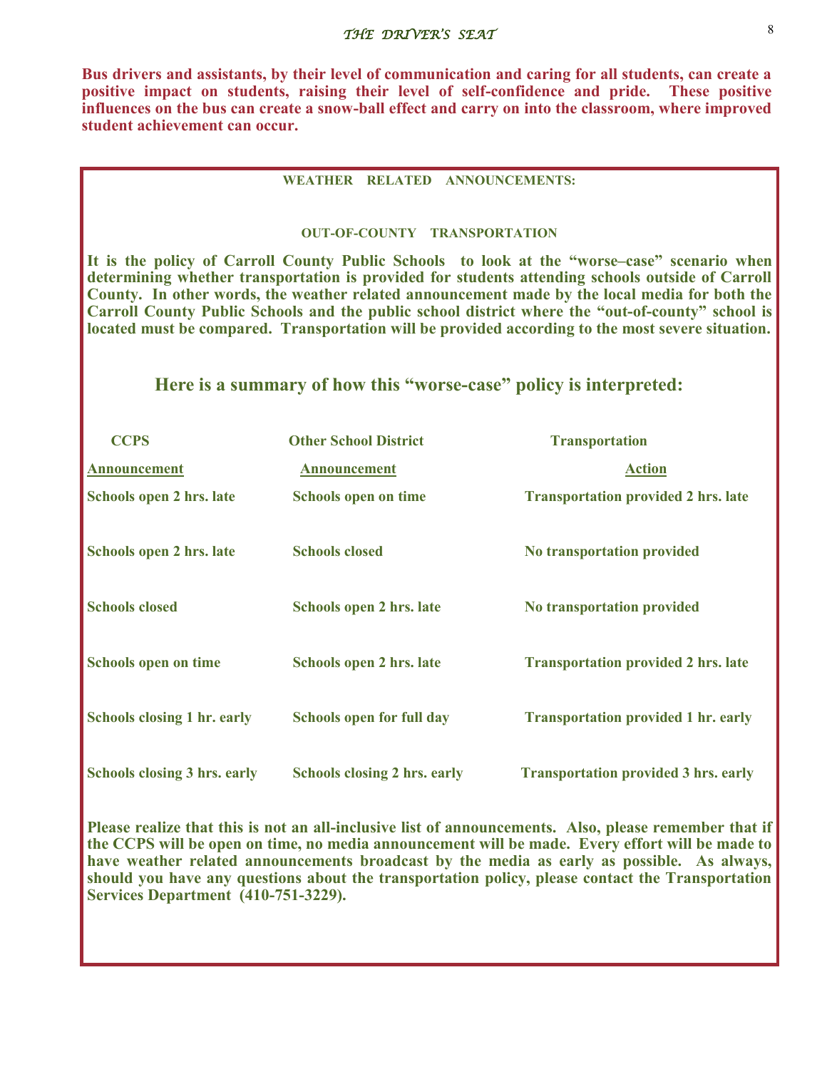**Bus drivers and assistants, by their level of communication and caring for all students, can create a positive impact on students, raising their level of self-confidence and pride. These positive influences on the bus can create a snow-ball effect and carry on into the classroom, where improved student achievement can occur.**

## WEATHER RELATED ANNOUNCEMENTS:

### OUT-OF-COUNTY TRANSPORTATION

**It is the policy of Carroll County Public Schools to look at the "worse–case" scenario when determining whether transportation is provided for students attending schools outside of Carroll County. In other words, the weather related announcement made by the local media for both the Carroll County Public Schools and the public school district where the "out-of-county" school is located must be compared. Transportation will be provided according to the most severe situation.**

### Here is a summary of how this "worse-case" policy is interpreted:

| CCPS Announcement | Other School District Announcement | Transportation Action |
| --- | --- | --- |
| Schools open 2 hrs. late | Schools open on time | Transportation provided 2 hrs. late |
| Schools open 2 hrs. late | Schools closed | No transportation provided |
| Schools closed | Schools open 2 hrs. late | No transportation provided |
| Schools open on time | Schools open 2 hrs. late | Transportation provided 2 hrs. late |
| Schools closing 1 hr. early | Schools open for full day | Transportation provided 1 hr. early |
| Schools closing 3 hrs. early | Schools closing 2 hrs. early | Transportation provided 3 hrs. early |

**Please realize that this is not an all-inclusive list of announcements. Also, please remember that if the CCPS will be open on time, no media announcement will be made. Every effort will be made to have weather related announcements broadcast by the media as early as possible. As always, should you have any questions about the transportation policy, please contact the Transportation Services Department (410-751-3229).**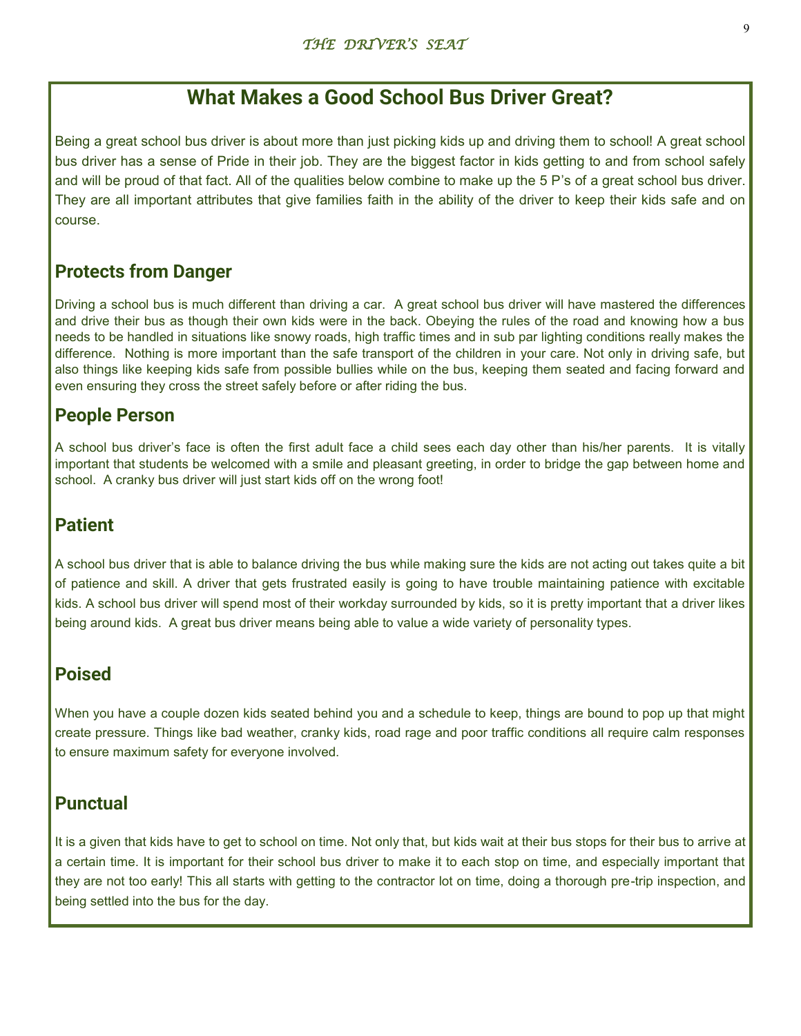# What Makes a Good School Bus Driver Great?

Being a great school bus driver is about more than just picking kids up and driving them to school! A great school bus driver has a sense of Pride in their job. They are the biggest factor in kids getting to and from school safely and will be proud of that fact. All of the qualities below combine to make up the 5 P's of a great school bus driver. They are all important attributes that give families faith in the ability of the driver to keep their kids safe and on course.

## Protects from Danger

Driving a school bus is much different than driving a car. A great school bus driver will have mastered the differences and drive their bus as though their own kids were in the back. Obeying the rules of the road and knowing how a bus needs to be handled in situations like snowy roads, high traffic times and in sub par lighting conditions really makes the difference. Nothing is more important than the safe transport of the children in your care. Not only in driving safe, but also things like keeping kids safe from possible bullies while on the bus, keeping them seated and facing forward and even ensuring they cross the street safely before or after riding the bus.

## People Person

A school bus driver's face is often the first adult face a child sees each day other than his/her parents. It is vitally important that students be welcomed with a smile and pleasant greeting, in order to bridge the gap between home and school. A cranky bus driver will just start kids off on the wrong foot!

## Patient

A school bus driver that is able to balance driving the bus while making sure the kids are not acting out takes quite a bit of patience and skill. A driver that gets frustrated easily is going to have trouble maintaining patience with excitable kids. A school bus driver will spend most of their workday surrounded by kids, so it is pretty important that a driver likes being around kids. A great bus driver means being able to value a wide variety of personality types.

## Poised

When you have a couple dozen kids seated behind you and a schedule to keep, things are bound to pop up that might create pressure. Things like bad weather, cranky kids, road rage and poor traffic conditions all require calm responses to ensure maximum safety for everyone involved.

## Punctual

It is a given that kids have to get to school on time. Not only that, but kids wait at their bus stops for their bus to arrive at a certain time. It is important for their school bus driver to make it to each stop on time, and especially important that they are not too early! This all starts with getting to the contractor lot on time, doing a thorough pre-trip inspection, and being settled into the bus for the day.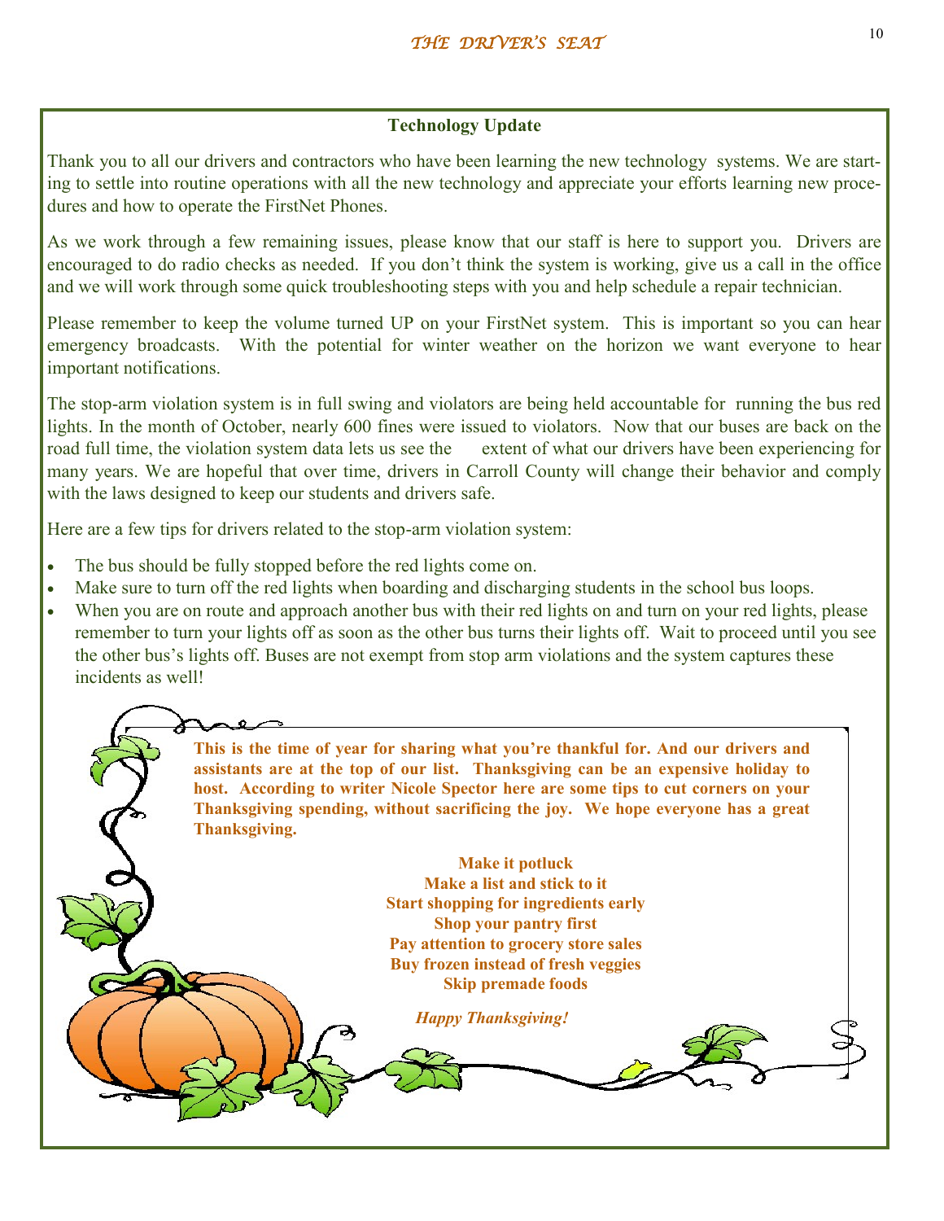## Technology Update

Thank you to all our drivers and contractors who have been learning the new technology systems. We are starting to settle into routine operations with all the new technology and appreciate your efforts learning new procedures and how to operate the FirstNet Phones.

As we work through a few remaining issues, please know that our staff is here to support you. Drivers are encouraged to do radio checks as needed. If you don't think the system is working, give us a call in the office and we will work through some quick troubleshooting steps with you and help schedule a repair technician.

Please remember to keep the volume turned UP on your FirstNet system. This is important so you can hear emergency broadcasts. With the potential for winter weather on the horizon we want everyone to hear important notifications.

The stop-arm violation system is in full swing and violators are being held accountable for running the bus red lights. In the month of October, nearly 600 fines were issued to violators. Now that our buses are back on the road full time, the violation system data lets us see the extent of what our drivers have been experiencing for many years. We are hopeful that over time, drivers in Carroll County will change their behavior and comply with the laws designed to keep our students and drivers safe.

Here are a few tips for drivers related to the stop-arm violation system:

- The bus should be fully stopped before the red lights come on.
- Make sure to turn off the red lights when boarding and discharging students in the school bus loops.
- When you are on route and approach another bus with their red lights on and turn on your red lights, please remember to turn your lights off as soon as the other bus turns their lights off. Wait to proceed until you see the other bus's lights off. Buses are not exempt from stop arm violations and the system captures these incidents as well!

**This is the time of year for sharing what you're thankful for. And our drivers and assistants are at the top of our list. Thanksgiving can be an expensive holiday to host. According to writer Nicole Spector here are some tips to cut corners on your Thanksgiving spending, without sacrificing the joy. We hope everyone has a great Thanksgiving.**

**Make it potluck**
**Make a list and stick to it**
**Start shopping for ingredients early**
**Shop your pantry first**
**Pay attention to grocery store sales**
**Buy frozen instead of fresh veggies**
**Skip premade foods**

***Happy Thanksgiving!***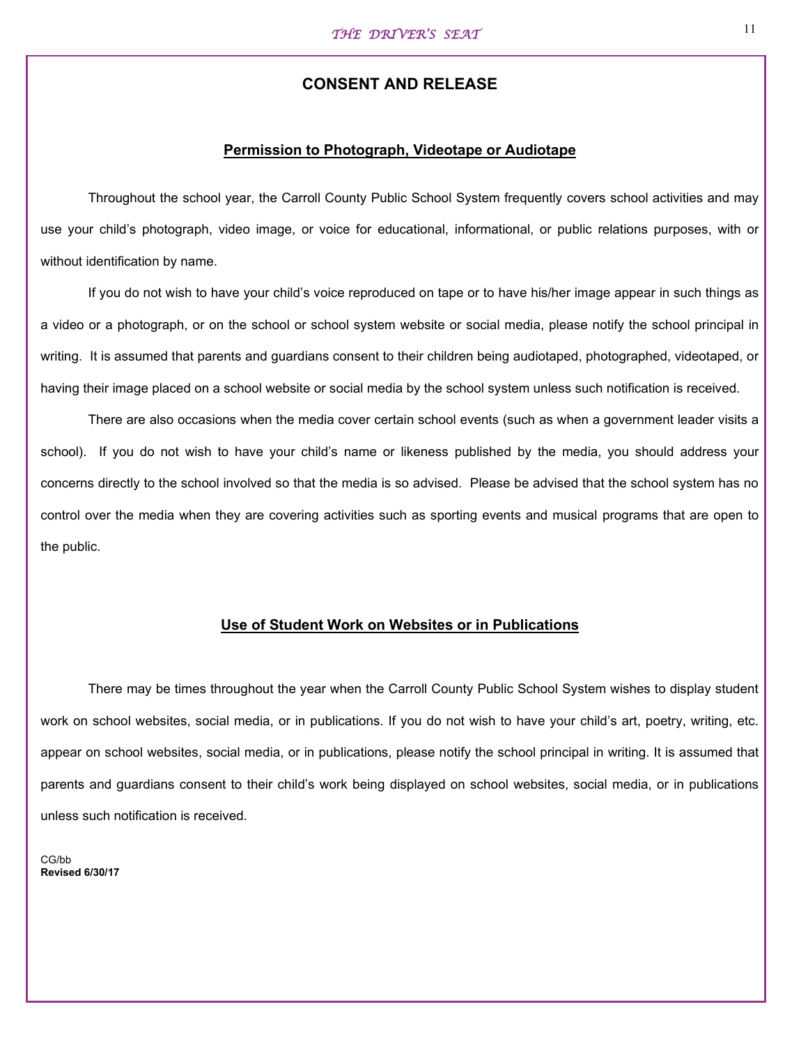# CONSENT AND RELEASE

## Permission to Photograph, Videotape or Audiotape

Throughout the school year, the Carroll County Public School System frequently covers school activities and may use your child's photograph, video image, or voice for educational, informational, or public relations purposes, with or without identification by name.

If you do not wish to have your child's voice reproduced on tape or to have his/her image appear in such things as a video or a photograph, or on the school or school system website or social media, please notify the school principal in writing. It is assumed that parents and guardians consent to their children being audiotaped, photographed, videotaped, or having their image placed on a school website or social media by the school system unless such notification is received.

There are also occasions when the media cover certain school events (such as when a government leader visits a school). If you do not wish to have your child's name or likeness published by the media, you should address your concerns directly to the school involved so that the media is so advised. Please be advised that the school system has no control over the media when they are covering activities such as sporting events and musical programs that are open to the public.

## Use of Student Work on Websites or in Publications

There may be times throughout the year when the Carroll County Public School System wishes to display student work on school websites, social media, or in publications. If you do not wish to have your child's art, poetry, writing, etc. appear on school websites, social media, or in publications, please notify the school principal in writing. It is assumed that parents and guardians consent to their child's work being displayed on school websites, social media, or in publications unless such notification is received.

CG/bb
**Revised 6/30/17**